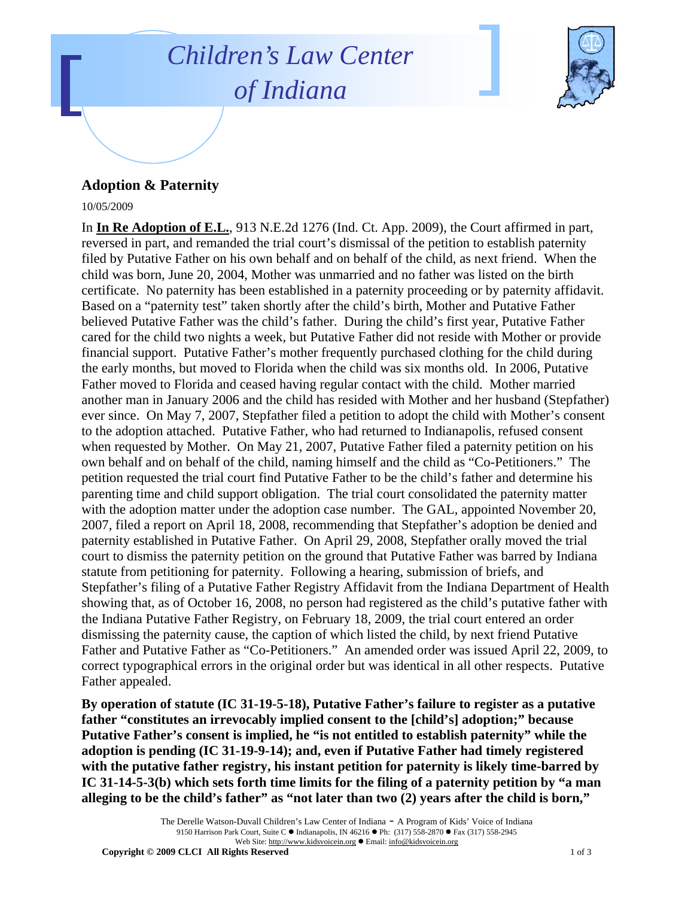# Children's Law Center of Indiana

## Adoption & Paternity

10/05/2009

In **In Re Adoption of E.L.**, 913 N.E.2d 1276 (Ind. Ct. App. 2009), the Court affirmed in part, reversed in part, and remanded the trial court's dismissal of the petition to establish paternity filed by Putative Father on his own behalf and on behalf of the child, as next friend. When the child was born, June 20, 2004, Mother was unmarried and no father was listed on the birth certificate. No paternity has been established in a paternity proceeding or by paternity affidavit. Based on a "paternity test" taken shortly after the child's birth, Mother and Putative Father believed Putative Father was the child's father. During the child's first year, Putative Father cared for the child two nights a week, but Putative Father did not reside with Mother or provide financial support. Putative Father's mother frequently purchased clothing for the child during the early months, but moved to Florida when the child was six months old. In 2006, Putative Father moved to Florida and ceased having regular contact with the child. Mother married another man in January 2006 and the child has resided with Mother and her husband (Stepfather) ever since. On May 7, 2007, Stepfather filed a petition to adopt the child with Mother's consent to the adoption attached. Putative Father, who had returned to Indianapolis, refused consent when requested by Mother. On May 21, 2007, Putative Father filed a paternity petition on his own behalf and on behalf of the child, naming himself and the child as "Co-Petitioners." The petition requested the trial court find Putative Father to be the child's father and determine his parenting time and child support obligation. The trial court consolidated the paternity matter with the adoption matter under the adoption case number. The GAL, appointed November 20, 2007, filed a report on April 18, 2008, recommending that Stepfather's adoption be denied and paternity established in Putative Father. On April 29, 2008, Stepfather orally moved the trial court to dismiss the paternity petition on the ground that Putative Father was barred by Indiana statute from petitioning for paternity. Following a hearing, submission of briefs, and Stepfather's filing of a Putative Father Registry Affidavit from the Indiana Department of Health showing that, as of October 16, 2008, no person had registered as the child's putative father with the Indiana Putative Father Registry, on February 18, 2009, the trial court entered an order dismissing the paternity cause, the caption of which listed the child, by next friend Putative Father and Putative Father as "Co-Petitioners." An amended order was issued April 22, 2009, to correct typographical errors in the original order but was identical in all other respects. Putative Father appealed.

**By operation of statute (IC 31-19-5-18), Putative Father's failure to register as a putative father "constitutes an irrevocably implied consent to the [child's] adoption;" because Putative Father's consent is implied, he "is not entitled to establish paternity" while the adoption is pending (IC 31-19-9-14); and, even if Putative Father had timely registered with the putative father registry, his instant petition for paternity is likely time-barred by IC 31-14-5-3(b) which sets forth time limits for the filing of a paternity petition by "a man alleging to be the child's father" as "not later than two (2) years after the child is born,"**

The Derelle Watson-Duvall Children's Law Center of Indiana - A Program of Kids' Voice of Indiana
9150 Harrison Park Court, Suite C ● Indianapolis, IN 46216 ● Ph: (317) 558-2870 ● Fax (317) 558-2945
Web Site: http://www.kidsvoicein.org ● Email: info@kidsvoicein.org

**Copyright © 2009 CLCI All Rights Reserved**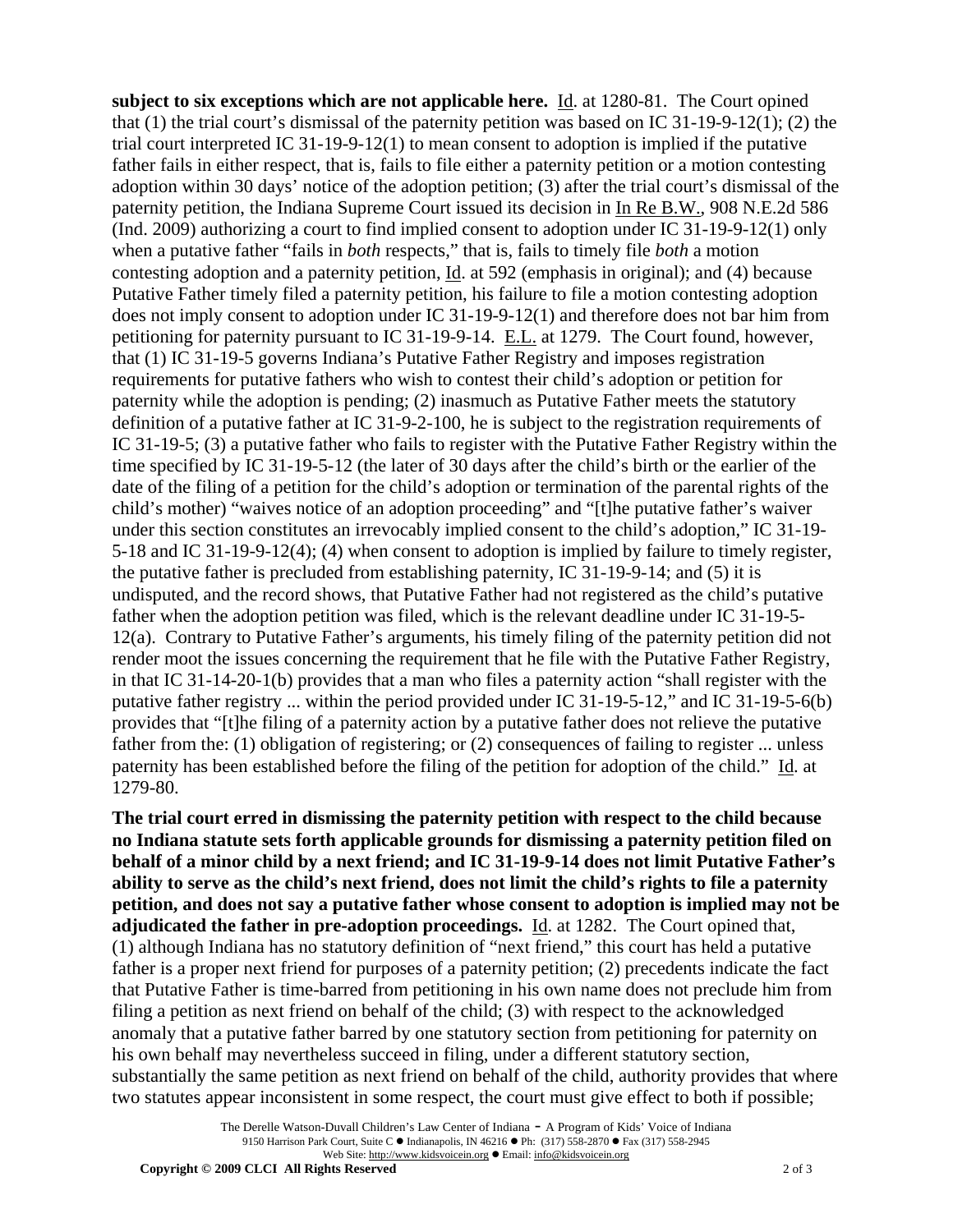**subject to six exceptions which are not applicable here.** Id. at 1280-81. The Court opined that (1) the trial court's dismissal of the paternity petition was based on IC 31-19-9-12(1); (2) the trial court interpreted IC 31-19-9-12(1) to mean consent to adoption is implied if the putative father fails in either respect, that is, fails to file either a paternity petition or a motion contesting adoption within 30 days' notice of the adoption petition; (3) after the trial court's dismissal of the paternity petition, the Indiana Supreme Court issued its decision in In Re B.W., 908 N.E.2d 586 (Ind. 2009) authorizing a court to find implied consent to adoption under IC 31-19-9-12(1) only when a putative father "fails in *both* respects," that is, fails to timely file *both* a motion contesting adoption and a paternity petition, Id. at 592 (emphasis in original); and (4) because Putative Father timely filed a paternity petition, his failure to file a motion contesting adoption does not imply consent to adoption under IC 31-19-9-12(1) and therefore does not bar him from petitioning for paternity pursuant to IC 31-19-9-14. E.L. at 1279. The Court found, however, that (1) IC 31-19-5 governs Indiana's Putative Father Registry and imposes registration requirements for putative fathers who wish to contest their child's adoption or petition for paternity while the adoption is pending; (2) inasmuch as Putative Father meets the statutory definition of a putative father at IC 31-9-2-100, he is subject to the registration requirements of IC 31-19-5; (3) a putative father who fails to register with the Putative Father Registry within the time specified by IC 31-19-5-12 (the later of 30 days after the child's birth or the earlier of the date of the filing of a petition for the child's adoption or termination of the parental rights of the child's mother) "waives notice of an adoption proceeding" and "[t]he putative father's waiver under this section constitutes an irrevocably implied consent to the child's adoption," IC 31-19-5-18 and IC 31-19-9-12(4); (4) when consent to adoption is implied by failure to timely register, the putative father is precluded from establishing paternity, IC 31-19-9-14; and (5) it is undisputed, and the record shows, that Putative Father had not registered as the child's putative father when the adoption petition was filed, which is the relevant deadline under IC 31-19-5-12(a). Contrary to Putative Father's arguments, his timely filing of the paternity petition did not render moot the issues concerning the requirement that he file with the Putative Father Registry, in that IC 31-14-20-1(b) provides that a man who files a paternity action "shall register with the putative father registry ... within the period provided under IC 31-19-5-12," and IC 31-19-5-6(b) provides that "[t]he filing of a paternity action by a putative father does not relieve the putative father from the: (1) obligation of registering; or (2) consequences of failing to register ... unless paternity has been established before the filing of the petition for adoption of the child." Id. at 1279-80.

**The trial court erred in dismissing the paternity petition with respect to the child because no Indiana statute sets forth applicable grounds for dismissing a paternity petition filed on behalf of a minor child by a next friend; and IC 31-19-9-14 does not limit Putative Father's ability to serve as the child's next friend, does not limit the child's rights to file a paternity petition, and does not say a putative father whose consent to adoption is implied may not be adjudicated the father in pre-adoption proceedings.** Id. at 1282. The Court opined that, (1) although Indiana has no statutory definition of "next friend," this court has held a putative father is a proper next friend for purposes of a paternity petition; (2) precedents indicate the fact that Putative Father is time-barred from petitioning in his own name does not preclude him from filing a petition as next friend on behalf of the child; (3) with respect to the acknowledged anomaly that a putative father barred by one statutory section from petitioning for paternity on his own behalf may nevertheless succeed in filing, under a different statutory section, substantially the same petition as next friend on behalf of the child, authority provides that where two statutes appear inconsistent in some respect, the court must give effect to both if possible;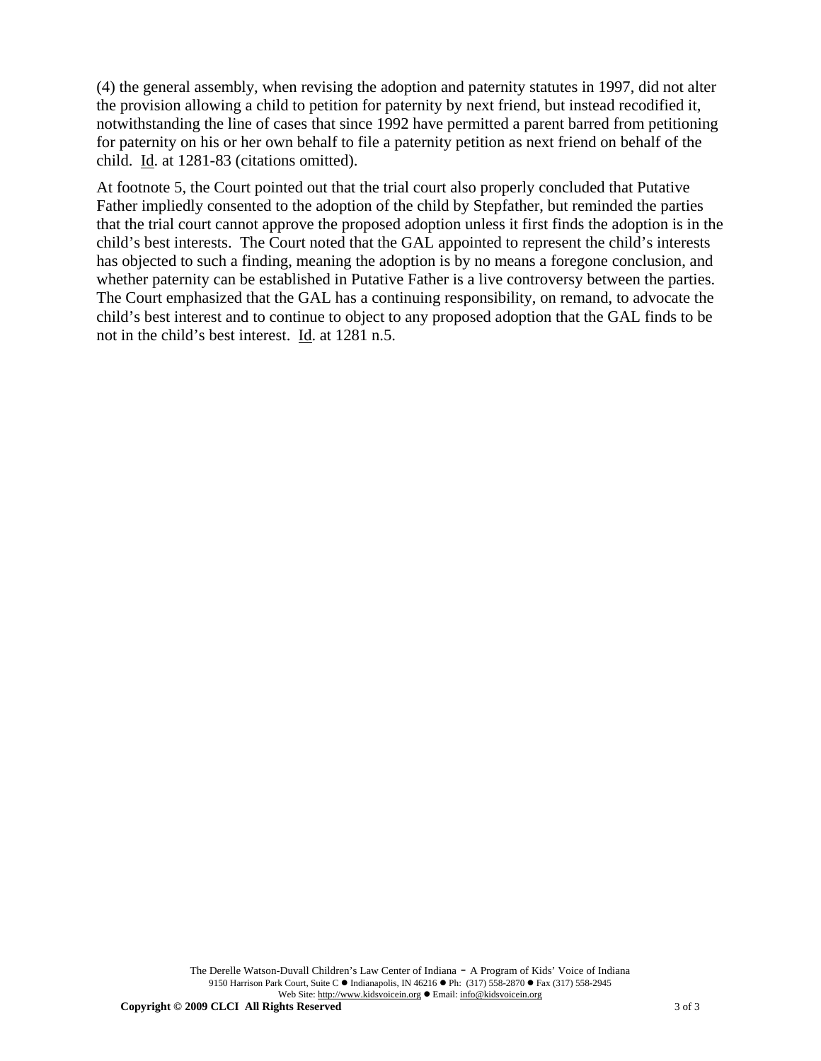(4) the general assembly, when revising the adoption and paternity statutes in 1997, did not alter the provision allowing a child to petition for paternity by next friend, but instead recodified it, notwithstanding the line of cases that since 1992 have permitted a parent barred from petitioning for paternity on his or her own behalf to file a paternity petition as next friend on behalf of the child. Id. at 1281-83 (citations omitted).

At footnote 5, the Court pointed out that the trial court also properly concluded that Putative Father impliedly consented to the adoption of the child by Stepfather, but reminded the parties that the trial court cannot approve the proposed adoption unless it first finds the adoption is in the child's best interests. The Court noted that the GAL appointed to represent the child's interests has objected to such a finding, meaning the adoption is by no means a foregone conclusion, and whether paternity can be established in Putative Father is a live controversy between the parties. The Court emphasized that the GAL has a continuing responsibility, on remand, to advocate the child's best interest and to continue to object to any proposed adoption that the GAL finds to be not in the child's best interest. Id. at 1281 n.5.